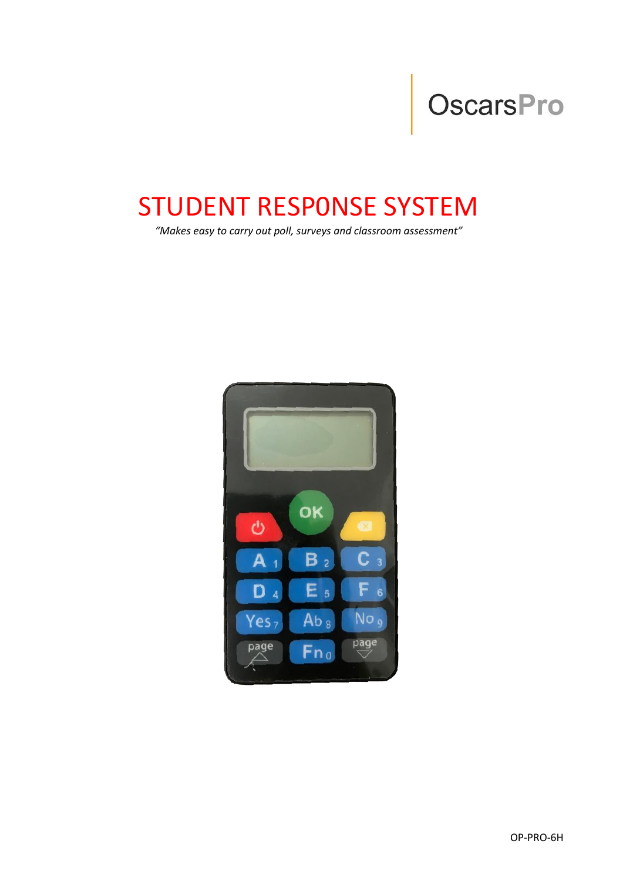OscarsPro

# STUDENT RESPONSE SYSTEM

*"Makes easy to carry out poll, surveys and classroom assessment"*

OP-PRO-6H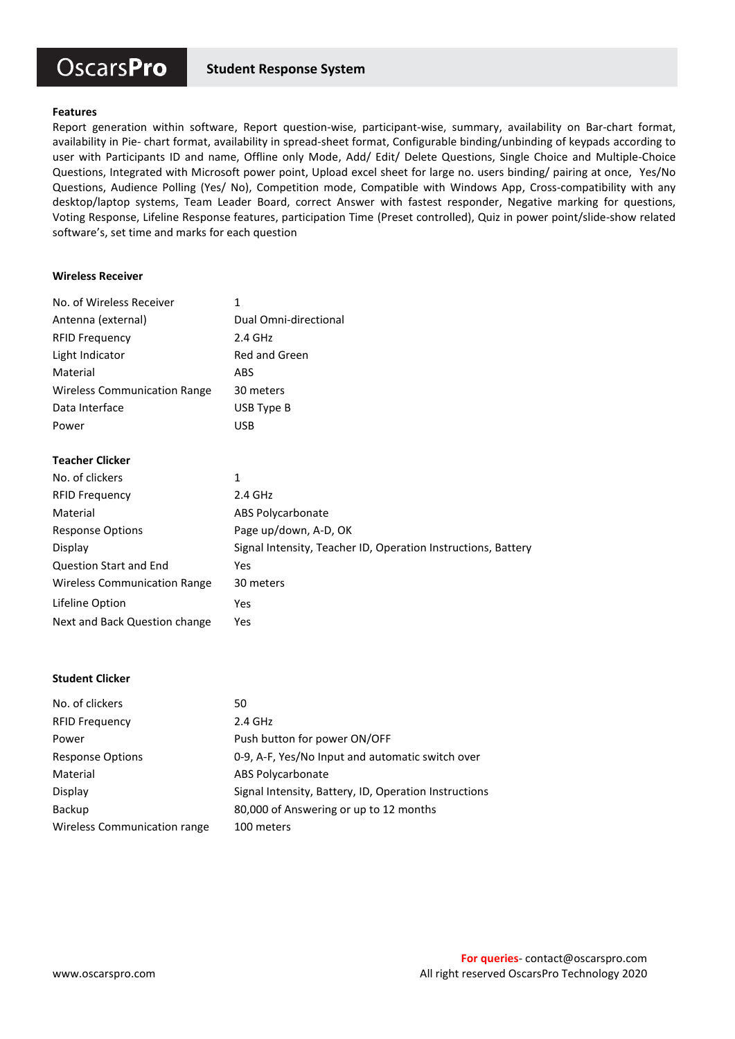# OscarsPro

## Student Response System

### Features

Report generation within software, Report question-wise, participant-wise, summary, availability on Bar-chart format, availability in Pie- chart format, availability in spread-sheet format, Configurable binding/unbinding of keypads according to user with Participants ID and name, Offline only Mode, Add/ Edit/ Delete Questions, Single Choice and Multiple-Choice Questions, Integrated with Microsoft power point, Upload excel sheet for large no. users binding/ pairing at once, Yes/No Questions, Audience Polling (Yes/ No), Competition mode, Compatible with Windows App, Cross-compatibility with any desktop/laptop systems, Team Leader Board, correct Answer with fastest responder, Negative marking for questions, Voting Response, Lifeline Response features, participation Time (Preset controlled), Quiz in power point/slide-show related software's, set time and marks for each question

### Wireless Receiver

| | |
|---|---|
| No. of Wireless Receiver | 1 |
| Antenna (external) | Dual Omni-directional |
| RFID Frequency | 2.4 GHz |
| Light Indicator | Red and Green |
| Material | ABS |
| Wireless Communication Range | 30 meters |
| Data Interface | USB Type B |
| Power | USB |

### Teacher Clicker

| | |
|---|---|
| No. of clickers | 1 |
| RFID Frequency | 2.4 GHz |
| Material | ABS Polycarbonate |
| Response Options | Page up/down, A-D, OK |
| Display | Signal Intensity, Teacher ID, Operation Instructions, Battery |
| Question Start and End | Yes |
| Wireless Communication Range | 30 meters |
| Lifeline Option | Yes |
| Next and Back Question change | Yes |

### Student Clicker

| | |
|---|---|
| No. of clickers | 50 |
| RFID Frequency | 2.4 GHz |
| Power | Push button for power ON/OFF |
| Response Options | 0-9, A-F, Yes/No Input and automatic switch over |
| Material | ABS Polycarbonate |
| Display | Signal Intensity, Battery, ID, Operation Instructions |
| Backup | 80,000 of Answering or up to 12 months |
| Wireless Communication range | 100 meters |

**For queries**- contact@oscarspro.com

www.oscarspro.com

All right reserved OscarsPro Technology 2020